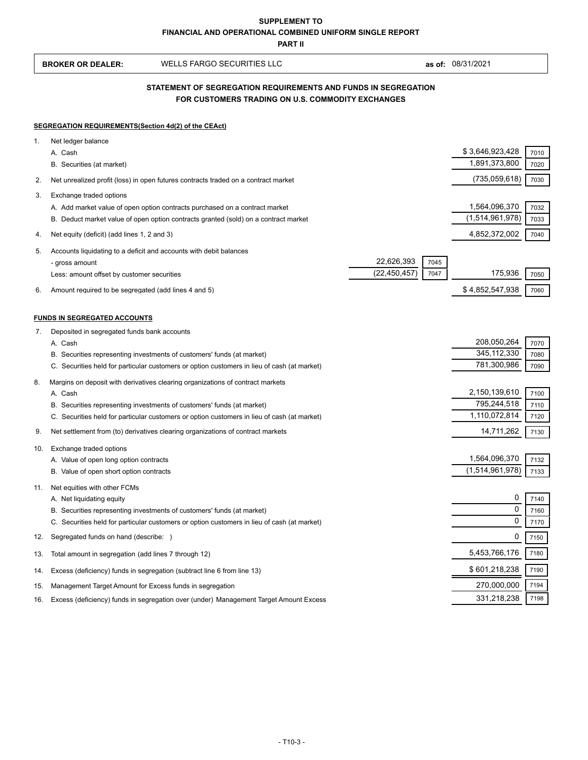**SUPPLEMENT TO**
**FINANCIAL AND OPERATIONAL COMBINED UNIFORM SINGLE REPORT**
**PART II**

**BROKER OR DEALER:** WELLS FARGO SECURITIES LLC **as of:** 08/31/2021

## STATEMENT OF SEGREGATION REQUIREMENTS AND FUNDS IN SEGREGATION FOR CUSTOMERS TRADING ON U.S. COMMODITY EXCHANGES

**SEGREGATION REQUIREMENTS(Section 4d(2) of the CEAct)**

| | | | | | |
|---|---|---|---|---|---|
| 1. | Net ledger balance | | | | |
| | A. Cash | | | $ 3,646,923,428 | 7010 |
| | B. Securities (at market) | | | 1,891,373,800 | 7020 |
| 2. | Net unrealized profit (loss) in open futures contracts traded on a contract market | | | (735,059,618) | 7030 |
| 3. | Exchange traded options | | | | |
| | A. Add market value of open option contracts purchased on a contract market | | | 1,564,096,370 | 7032 |
| | B. Deduct market value of open option contracts granted (sold) on a contract market | | | (1,514,961,978) | 7033 |
| 4. | Net equity (deficit) (add lines 1, 2 and 3) | | | 4,852,372,002 | 7040 |
| 5. | Accounts liquidating to a deficit and accounts with debit balances | | | | |
| | - gross amount | 22,626,393 | 7045 | | |
| | Less: amount offset by customer securities | (22,450,457) | 7047 | 175,936 | 7050 |
| 6. | Amount required to be segregated (add lines 4 and 5) | | | $ 4,852,547,938 | 7060 |

**FUNDS IN SEGREGATED ACCOUNTS**

| | | | |
|---|---|---|---|
| 7. | Deposited in segregated funds bank accounts | | |
| | A. Cash | 208,050,264 | 7070 |
| | B. Securities representing investments of customers' funds (at market) | 345,112,330 | 7080 |
| | C. Securities held for particular customers or option customers in lieu of cash (at market) | 781,300,986 | 7090 |
| 8. | Margins on deposit with derivatives clearing organizations of contract markets | | |
| | A. Cash | 2,150,139,610 | 7100 |
| | B. Securities representing investments of customers' funds (at market) | 795,244,518 | 7110 |
| | C. Securities held for particular customers or option customers in lieu of cash (at market) | 1,110,072,814 | 7120 |
| 9. | Net settlement from (to) derivatives clearing organizations of contract markets | 14,711,262 | 7130 |
| 10. | Exchange traded options | | |
| | A. Value of open long option contracts | 1,564,096,370 | 7132 |
| | B. Value of open short option contracts | (1,514,961,978) | 7133 |
| 11. | Net equities with other FCMs | | |
| | A. Net liquidating equity | 0 | 7140 |
| | B. Securities representing investments of customers' funds (at market) | 0 | 7160 |
| | C. Securities held for particular customers or option customers in lieu of cash (at market) | 0 | 7170 |
| 12. | Segregated funds on hand (describe: ) | 0 | 7150 |
| 13. | Total amount in segregation (add lines 7 through 12) | 5,453,766,176 | 7180 |
| 14. | Excess (deficiency) funds in segregation (subtract line 6 from line 13) | $ 601,218,238 | 7190 |
| 15. | Management Target Amount for Excess funds in segregation | 270,000,000 | 7194 |
| 16. | Excess (deficiency) funds in segregation over (under) Management Target Amount Excess | 331,218,238 | 7198 |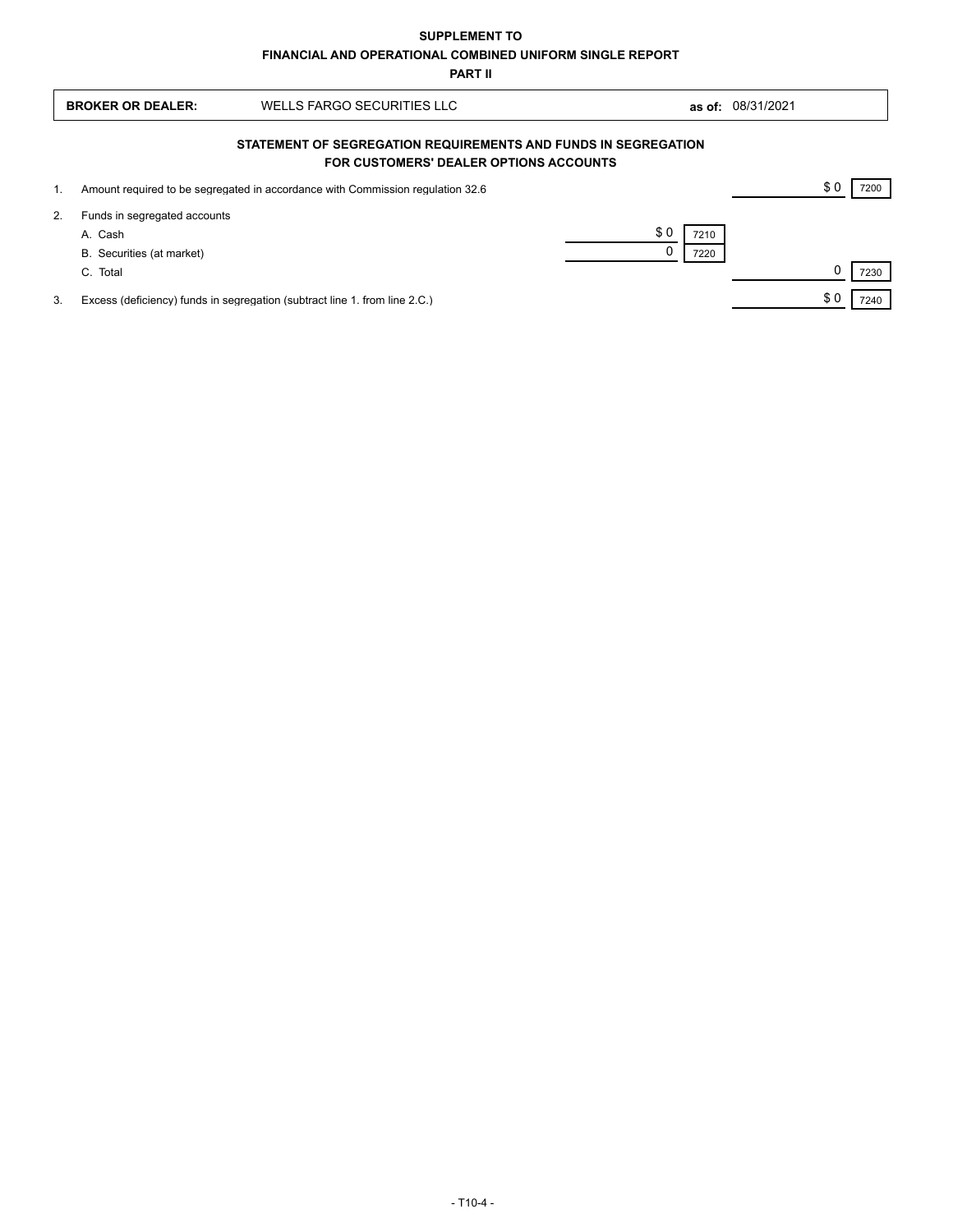**SUPPLEMENT TO**
**FINANCIAL AND OPERATIONAL COMBINED UNIFORM SINGLE REPORT**
**PART II**

| **BROKER OR DEALER:** | WELLS FARGO SECURITIES LLC | **as of:** 08/31/2021 |
|---|---|---|

## STATEMENT OF SEGREGATION REQUIREMENTS AND FUNDS IN SEGREGATION FOR CUSTOMERS' DEALER OPTIONS ACCOUNTS

| | | | | | |
|---|---|---|---|---|---|
| 1. | Amount required to be segregated in accordance with Commission regulation 32.6 | | | $ 0 | 7200 |
| 2. | Funds in segregated accounts | | | | |
| | A. Cash | $ 0 | 7210 | | |
| | B. Securities (at market) | 0 | 7220 | | |
| | C. Total | | | 0 | 7230 |
| 3. | Excess (deficiency) funds in segregation (subtract line 1. from line 2.C.) | | | $ 0 | 7240 |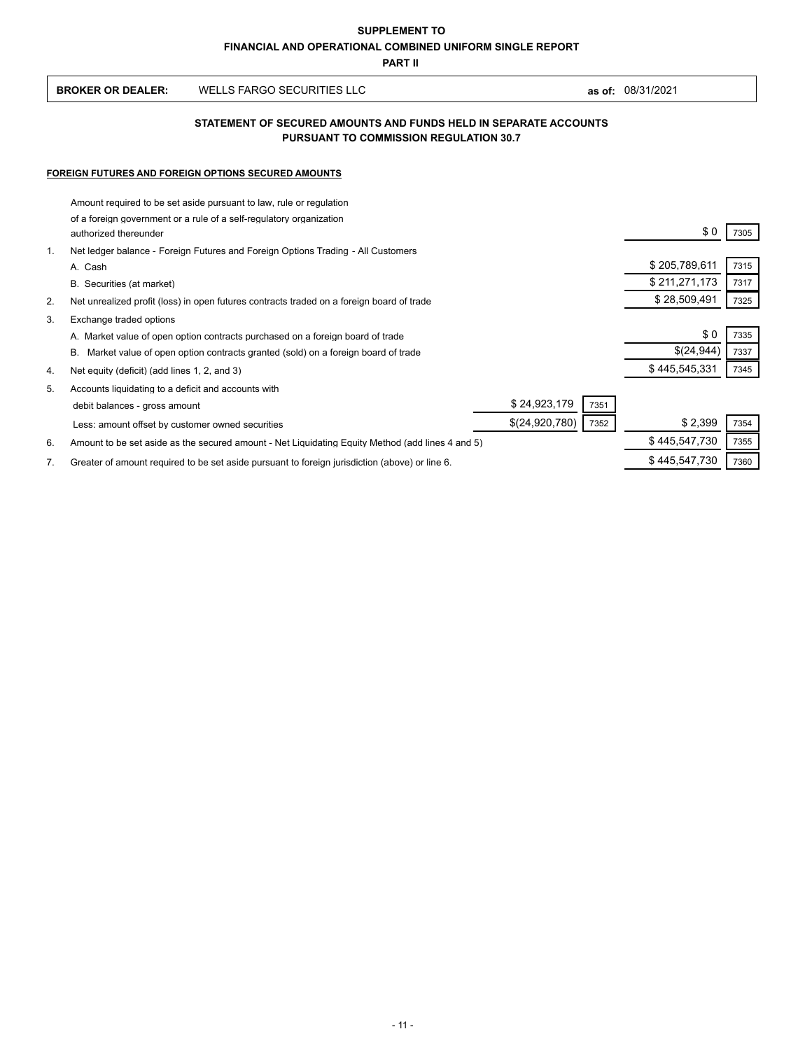**SUPPLEMENT TO**

**FINANCIAL AND OPERATIONAL COMBINED UNIFORM SINGLE REPORT**

**PART II**

| **BROKER OR DEALER:** | WELLS FARGO SECURITIES LLC | **as of:** | 08/31/2021 |
|---|---|---|---|

## STATEMENT OF SECURED AMOUNTS AND FUNDS HELD IN SEPARATE ACCOUNTS PURSUANT TO COMMISSION REGULATION 30.7

### FOREIGN FUTURES AND FOREIGN OPTIONS SECURED AMOUNTS

| | | | | | |
|---|---|---|---|---|---|
| | Amount required to be set aside pursuant to law, rule or regulation of a foreign government or a rule of a self-regulatory organization authorized thereunder | | | $ 0 | 7305 |
| 1. | Net ledger balance - Foreign Futures and Foreign Options Trading - All Customers | | | | |
| | A. Cash | | | $ 205,789,611 | 7315 |
| | B. Securities (at market) | | | $ 211,271,173 | 7317 |
| 2. | Net unrealized profit (loss) in open futures contracts traded on a foreign board of trade | | | $ 28,509,491 | 7325 |
| 3. | Exchange traded options | | | | |
| | A. Market value of open option contracts purchased on a foreign board of trade | | | $ 0 | 7335 |
| | B. Market value of open option contracts granted (sold) on a foreign board of trade | | | $(24,944) | 7337 |
| 4. | Net equity (deficit) (add lines 1, 2, and 3) | | | $ 445,545,331 | 7345 |
| 5. | Accounts liquidating to a deficit and accounts with debit balances - gross amount | $ 24,923,179 | 7351 | | |
| | Less: amount offset by customer owned securities | $(24,920,780) | 7352 | $ 2,399 | 7354 |
| 6. | Amount to be set aside as the secured amount - Net Liquidating Equity Method (add lines 4 and 5) | | | $ 445,547,730 | 7355 |
| 7. | Greater of amount required to be set aside pursuant to foreign jurisdiction (above) or line 6. | | | $ 445,547,730 | 7360 |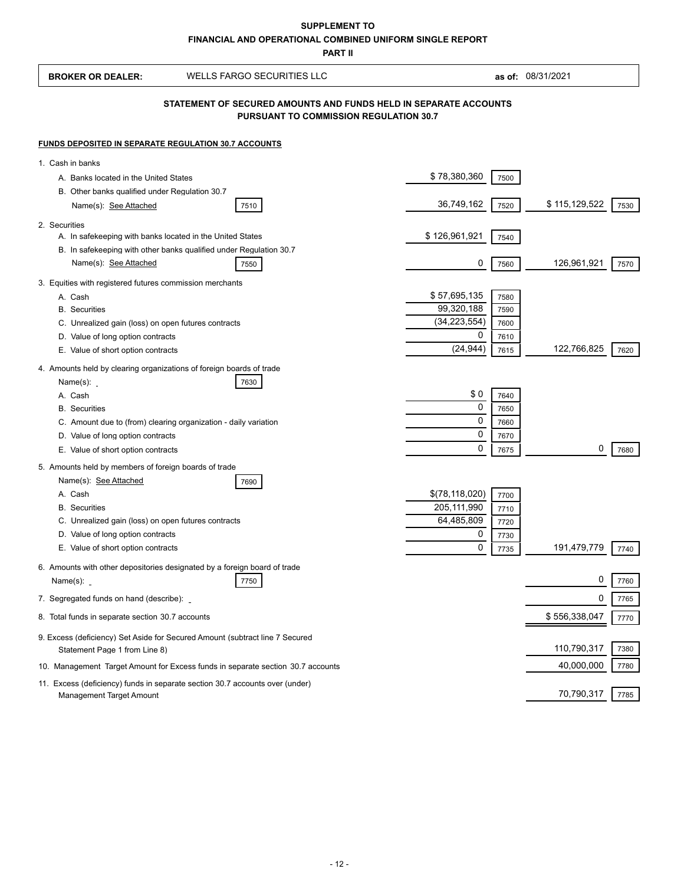**SUPPLEMENT TO**
**FINANCIAL AND OPERATIONAL COMBINED UNIFORM SINGLE REPORT**
**PART II**

**BROKER OR DEALER:** WELLS FARGO SECURITIES LLC **as of:** 08/31/2021

## STATEMENT OF SECURED AMOUNTS AND FUNDS HELD IN SEPARATE ACCOUNTS PURSUANT TO COMMISSION REGULATION 30.7

**FUNDS DEPOSITED IN SEPARATE REGULATION 30.7 ACCOUNTS**

| Item | | Code | Amount | Code | Total | Code |
|---|---|---|---|---|---|---|
| 1. Cash in banks | | | | | | |
| A. Banks located in the United States | | | $ 78,380,360 | 7500 | | |
| B. Other banks qualified under Regulation 30.7 | | | | | | |
| Name(s): See Attached | | 7510 | 36,749,162 | 7520 | $ 115,129,522 | 7530 |
| 2. Securities | | | | | | |
| A. In safekeeping with banks located in the United States | | | $ 126,961,921 | 7540 | | |
| B. In safekeeping with other banks qualified under Regulation 30.7 | | | | | | |
| Name(s): See Attached | | 7550 | 0 | 7560 | 126,961,921 | 7570 |
| 3. Equities with registered futures commission merchants | | | | | | |
| A. Cash | | | $ 57,695,135 | 7580 | | |
| B. Securities | | | 99,320,188 | 7590 | | |
| C. Unrealized gain (loss) on open futures contracts | | | (34,223,554) | 7600 | | |
| D. Value of long option contracts | | | 0 | 7610 | | |
| E. Value of short option contracts | | | (24,944) | 7615 | 122,766,825 | 7620 |
| 4. Amounts held by clearing organizations of foreign boards of trade | | | | | | |
| Name(s): | | 7630 | | | | |
| A. Cash | | | $ 0 | 7640 | | |
| B. Securities | | | 0 | 7650 | | |
| C. Amount due to (from) clearing organization - daily variation | | | 0 | 7660 | | |
| D. Value of long option contracts | | | 0 | 7670 | | |
| E. Value of short option contracts | | | 0 | 7675 | 0 | 7680 |
| 5. Amounts held by members of foreign boards of trade | | | | | | |
| Name(s): See Attached | | 7690 | | | | |
| A. Cash | | | $(78,118,020) | 7700 | | |
| B. Securities | | | 205,111,990 | 7710 | | |
| C. Unrealized gain (loss) on open futures contracts | | | 64,485,809 | 7720 | | |
| D. Value of long option contracts | | | 0 | 7730 | | |
| E. Value of short option contracts | | | 0 | 7735 | 191,479,779 | 7740 |
| 6. Amounts with other depositories designated by a foreign board of trade | | | | | | |
| Name(s): | | 7750 | | | 0 | 7760 |
| 7. Segregated funds on hand (describe): | | | | | 0 | 7765 |
| 8. Total funds in separate section 30.7 accounts | | | | | $ 556,338,047 | 7770 |
| 9. Excess (deficiency) Set Aside for Secured Amount (subtract line 7 Secured Statement Page 1 from Line 8) | | | | | 110,790,317 | 7380 |
| 10. Management Target Amount for Excess funds in separate section 30.7 accounts | | | | | 40,000,000 | 7780 |
| 11. Excess (deficiency) funds in separate section 30.7 accounts over (under) Management Target Amount | | | | | 70,790,317 | 7785 |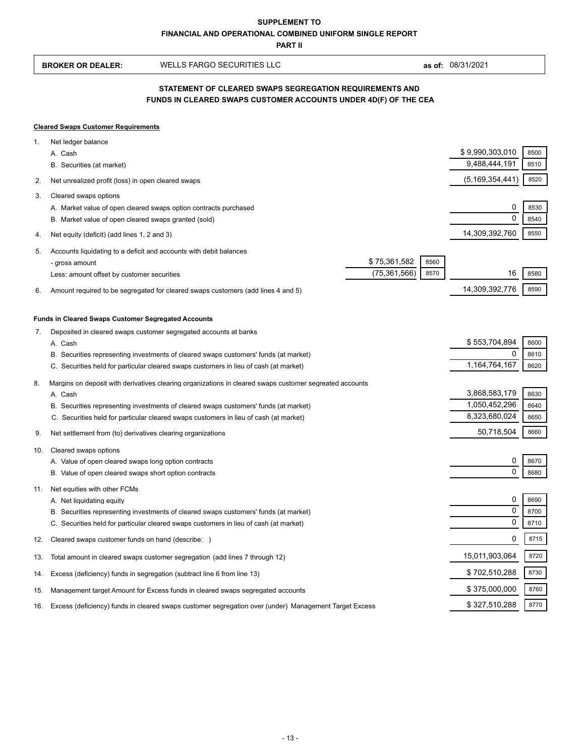**SUPPLEMENT TO**

**FINANCIAL AND OPERATIONAL COMBINED UNIFORM SINGLE REPORT**

**PART II**

**BROKER OR DEALER:** WELLS FARGO SECURITIES LLC **as of:** 08/31/2021

## STATEMENT OF CLEARED SWAPS SEGREGATION REQUIREMENTS AND FUNDS IN CLEARED SWAPS CUSTOMER ACCOUNTS UNDER 4D(F) OF THE CEA

**Cleared Swaps Customer Requirements**

| | | | | | |
|---|---|---|---|---|---|
| 1. | Net ledger balance | | | | |
| | A. Cash | | | $ 9,990,303,010 | 8500 |
| | B. Securities (at market) | | | 9,488,444,191 | 8510 |
| 2. | Net unrealized profit (loss) in open cleared swaps | | | (5,169,354,441) | 8520 |
| 3. | Cleared swaps options | | | | |
| | A. Market value of open cleared swaps option contracts purchased | | | 0 | 8530 |
| | B. Market value of open cleared swaps granted (sold) | | | 0 | 8540 |
| 4. | Net equity (deficit) (add lines 1, 2 and 3) | | | 14,309,392,760 | 8550 |
| 5. | Accounts liquidating to a deficit and accounts with debit balances | | | | |
| | - gross amount | $ 75,361,582 | 8560 | | |
| | Less: amount offset by customer securities | (75,361,566) | 8570 | 16 | 8580 |
| 6. | Amount required to be segregated for cleared swaps customers (add lines 4 and 5) | | | 14,309,392,776 | 8590 |

**Funds in Cleared Swaps Customer Segregated Accounts**

| | | | |
|---|---|---|---|
| 7. | Deposited in cleared swaps customer segregated accounts at banks | | |
| | A. Cash | $ 553,704,894 | 8600 |
| | B. Securities representing investments of cleared swaps customers' funds (at market) | 0 | 8610 |
| | C. Securities held for particular cleared swaps customers in lieu of cash (at market) | 1,164,764,167 | 8620 |
| 8. | Margins on deposit with derivatives clearing organizations in cleared swaps customer segreated accounts | | |
| | A. Cash | 3,868,583,179 | 8630 |
| | B. Securities representing investments of cleared swaps customers' funds (at market) | 1,050,452,296 | 8640 |
| | C. Securities held for particular cleared swaps customers in lieu of cash (at market) | 8,323,680,024 | 8650 |
| 9. | Net settlement from (to) derivatives clearing organizations | 50,718,504 | 8660 |
| 10. | Cleared swaps options | | |
| | A. Value of open cleared swaps long option contracts | 0 | 8670 |
| | B. Value of open cleared swaps short option contracts | 0 | 8680 |
| 11. | Net equities with other FCMs | | |
| | A. Net liquidating equity | 0 | 8690 |
| | B. Securities representing investments of cleared swaps customers' funds (at market) | 0 | 8700 |
| | C. Securities held for particular cleared swaps customers in lieu of cash (at market) | 0 | 8710 |
| 12. | Cleared swaps customer funds on hand (describe: ) | 0 | 8715 |
| 13. | Total amount in cleared swaps customer segregation (add lines 7 through 12) | 15,011,903,064 | 8720 |
| 14. | Excess (deficiency) funds in segregation (subtract line 6 from line 13) | $ 702,510,288 | 8730 |
| 15. | Management target Amount for Excess funds in cleared swaps segregated accounts | $ 375,000,000 | 8760 |
| 16. | Excess (deficiency) funds in cleared swaps customer segregation over (under) Management Target Excess | $ 327,510,288 | 8770 |